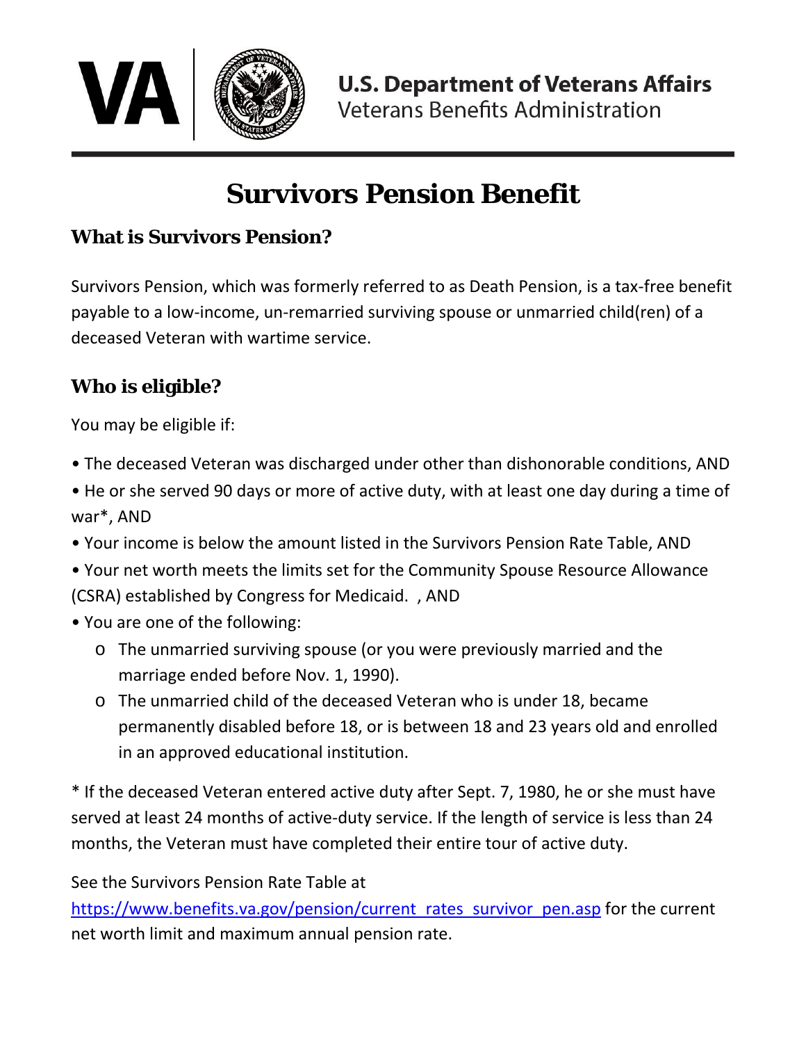**U.S. Department of Veterans Affairs**
Veterans Benefits Administration

# Survivors Pension Benefit

## What is Survivors Pension?

Survivors Pension, which was formerly referred to as Death Pension, is a tax-free benefit payable to a low-income, un-remarried surviving spouse or unmarried child(ren) of a deceased Veteran with wartime service.

## Who is eligible?

You may be eligible if:

- The deceased Veteran was discharged under other than dishonorable conditions, AND
- He or she served 90 days or more of active duty, with at least one day during a time of war*, AND
- Your income is below the amount listed in the Survivors Pension Rate Table, AND
- Your net worth meets the limits set for the Community Spouse Resource Allowance (CSRA) established by Congress for Medicaid. , AND
- You are one of the following:
  - The unmarried surviving spouse (or you were previously married and the marriage ended before Nov. 1, 1990).
  - The unmarried child of the deceased Veteran who is under 18, became permanently disabled before 18, or is between 18 and 23 years old and enrolled in an approved educational institution.

* If the deceased Veteran entered active duty after Sept. 7, 1980, he or she must have served at least 24 months of active-duty service. If the length of service is less than 24 months, the Veteran must have completed their entire tour of active duty.

See the Survivors Pension Rate Table at [https://www.benefits.va.gov/pension/current_rates_survivor_pen.asp](https://www.benefits.va.gov/pension/current_rates_survivor_pen.asp) for the current net worth limit and maximum annual pension rate.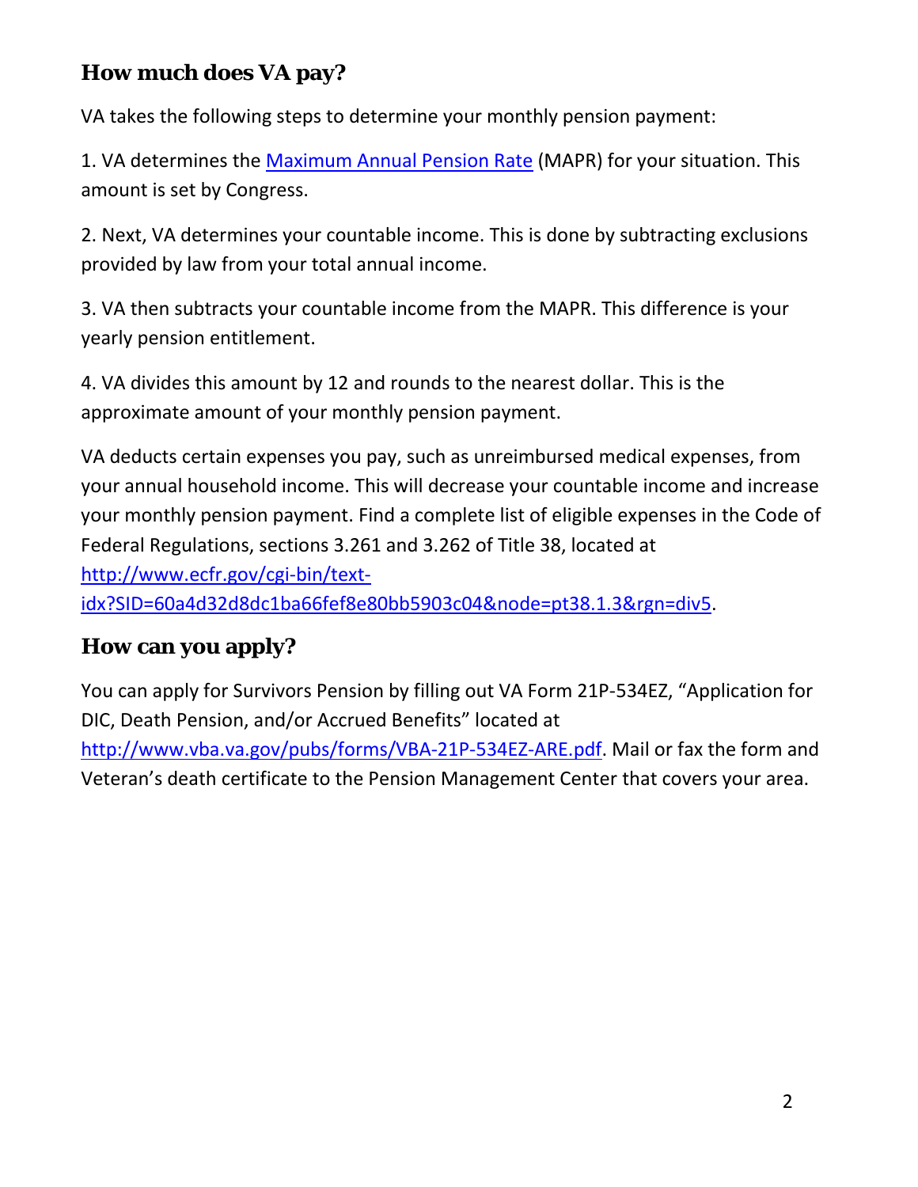## How much does VA pay?

VA takes the following steps to determine your monthly pension payment:

1. VA determines the Maximum Annual Pension Rate (MAPR) for your situation. This amount is set by Congress.

2. Next, VA determines your countable income. This is done by subtracting exclusions provided by law from your total annual income.

3. VA then subtracts your countable income from the MAPR. This difference is your yearly pension entitlement.

4. VA divides this amount by 12 and rounds to the nearest dollar. This is the approximate amount of your monthly pension payment.

VA deducts certain expenses you pay, such as unreimbursed medical expenses, from your annual household income. This will decrease your countable income and increase your monthly pension payment. Find a complete list of eligible expenses in the Code of Federal Regulations, sections 3.261 and 3.262 of Title 38, located at http://www.ecfr.gov/cgi-bin/text-idx?SID=60a4d32d8dc1ba66fef8e80bb5903c04&node=pt38.1.3&rgn=div5.

## How can you apply?

You can apply for Survivors Pension by filling out VA Form 21P-534EZ, "Application for DIC, Death Pension, and/or Accrued Benefits" located at http://www.vba.va.gov/pubs/forms/VBA-21P-534EZ-ARE.pdf. Mail or fax the form and Veteran's death certificate to the Pension Management Center that covers your area.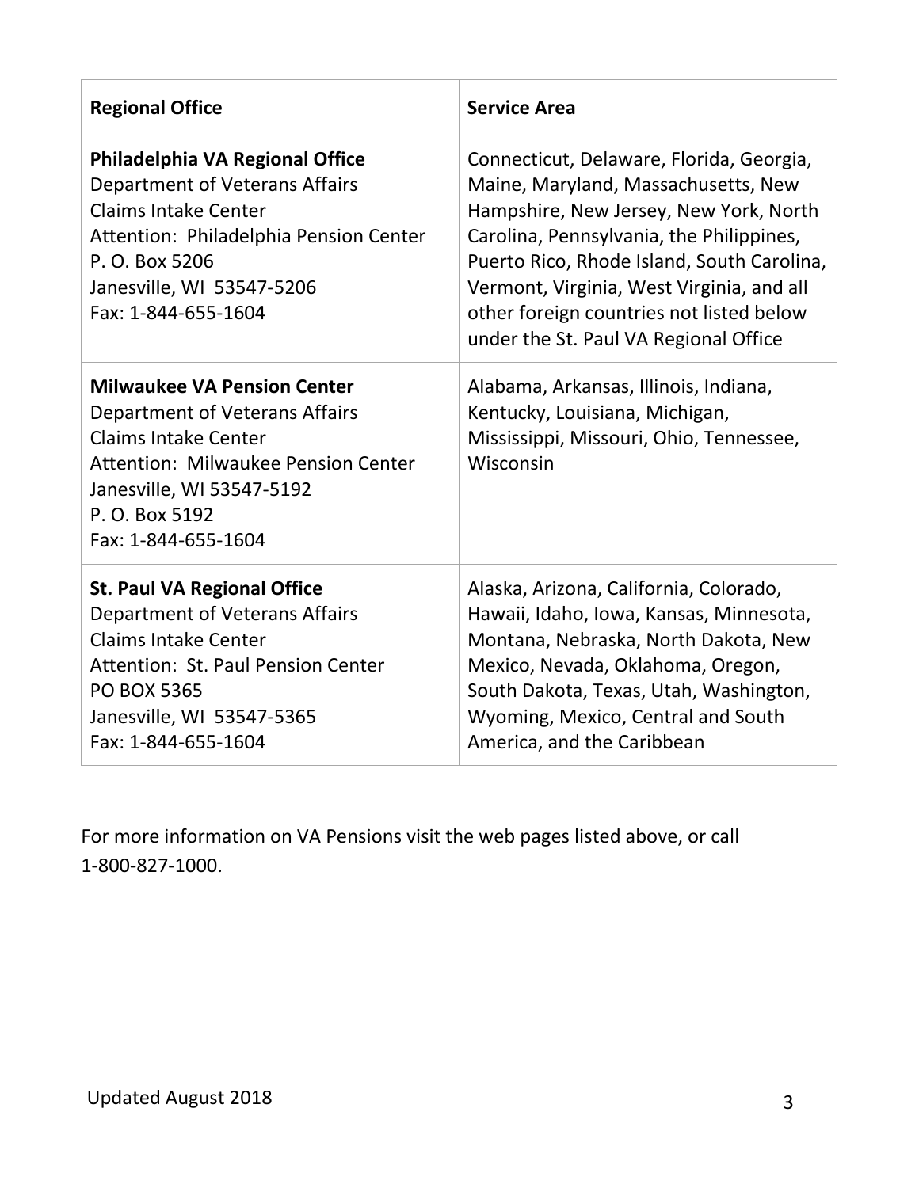| Regional Office | Service Area |
|---|---|
| **Philadelphia VA Regional Office**<br>Department of Veterans Affairs<br>Claims Intake Center<br>Attention: Philadelphia Pension Center<br>P. O. Box 5206<br>Janesville, WI 53547-5206<br>Fax: 1-844-655-1604 | Connecticut, Delaware, Florida, Georgia, Maine, Maryland, Massachusetts, New Hampshire, New Jersey, New York, North Carolina, Pennsylvania, the Philippines, Puerto Rico, Rhode Island, South Carolina, Vermont, Virginia, West Virginia, and all other foreign countries not listed below under the St. Paul VA Regional Office |
| **Milwaukee VA Pension Center**<br>Department of Veterans Affairs<br>Claims Intake Center<br>Attention: Milwaukee Pension Center<br>Janesville, WI 53547-5192<br>P. O. Box 5192<br>Fax: 1-844-655-1604 | Alabama, Arkansas, Illinois, Indiana, Kentucky, Louisiana, Michigan, Mississippi, Missouri, Ohio, Tennessee, Wisconsin |
| **St. Paul VA Regional Office**<br>Department of Veterans Affairs<br>Claims Intake Center<br>Attention: St. Paul Pension Center<br>PO BOX 5365<br>Janesville, WI 53547-5365<br>Fax: 1-844-655-1604 | Alaska, Arizona, California, Colorado, Hawaii, Idaho, Iowa, Kansas, Minnesota, Montana, Nebraska, North Dakota, New Mexico, Nevada, Oklahoma, Oregon, South Dakota, Texas, Utah, Washington, Wyoming, Mexico, Central and South America, and the Caribbean |

For more information on VA Pensions visit the web pages listed above, or call 1-800-827-1000.

Updated August 2018